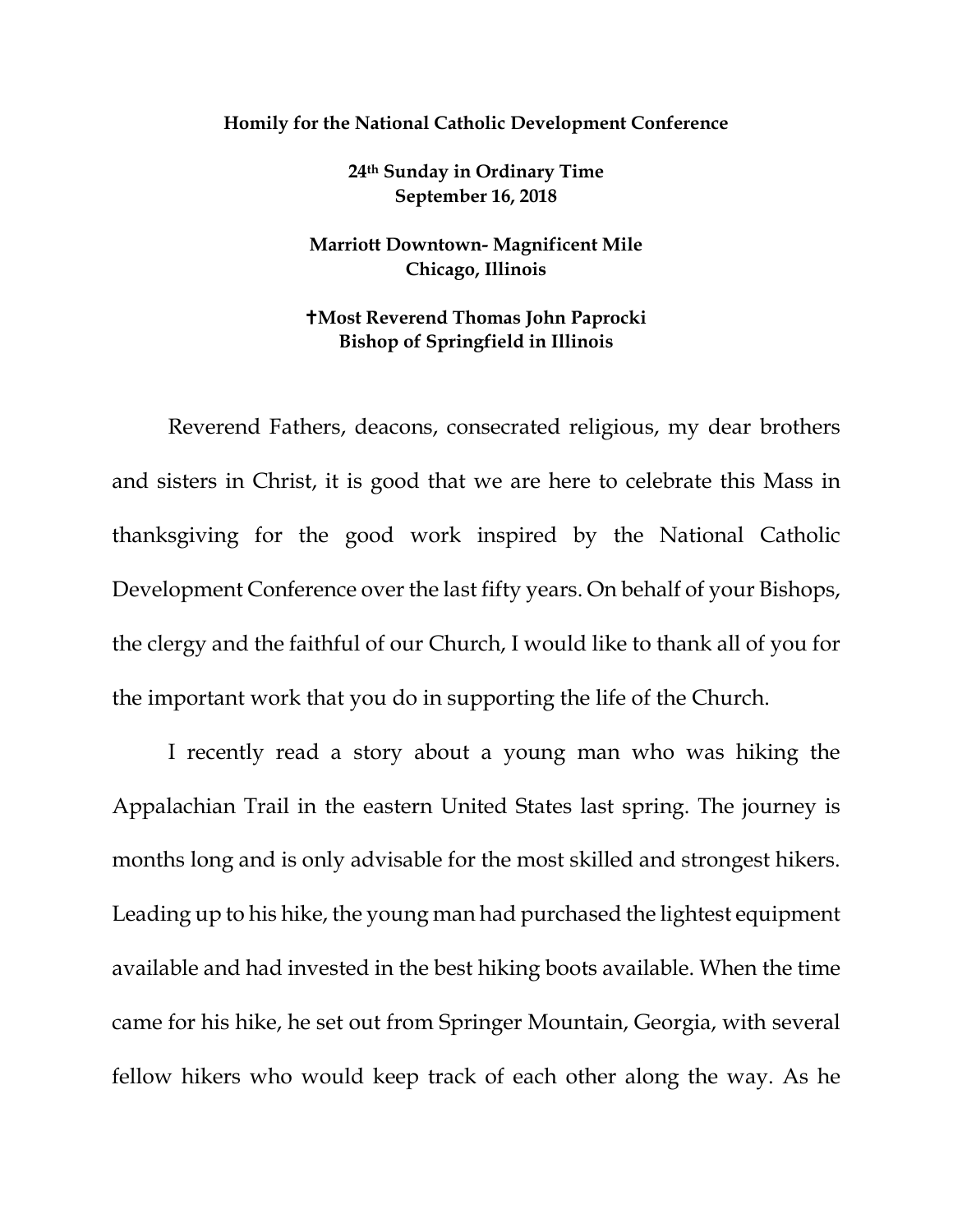**Homily for the National Catholic Development Conference**

**24th Sunday in Ordinary Time**
**September 16, 2018**

**Marriott Downtown- Magnificent Mile**
**Chicago, Illinois**

**✝Most Reverend Thomas John Paprocki**
**Bishop of Springfield in Illinois**

Reverend Fathers, deacons, consecrated religious, my dear brothers and sisters in Christ, it is good that we are here to celebrate this Mass in thanksgiving for the good work inspired by the National Catholic Development Conference over the last fifty years. On behalf of your Bishops, the clergy and the faithful of our Church, I would like to thank all of you for the important work that you do in supporting the life of the Church.

I recently read a story about a young man who was hiking the Appalachian Trail in the eastern United States last spring. The journey is months long and is only advisable for the most skilled and strongest hikers. Leading up to his hike, the young man had purchased the lightest equipment available and had invested in the best hiking boots available. When the time came for his hike, he set out from Springer Mountain, Georgia, with several fellow hikers who would keep track of each other along the way. As he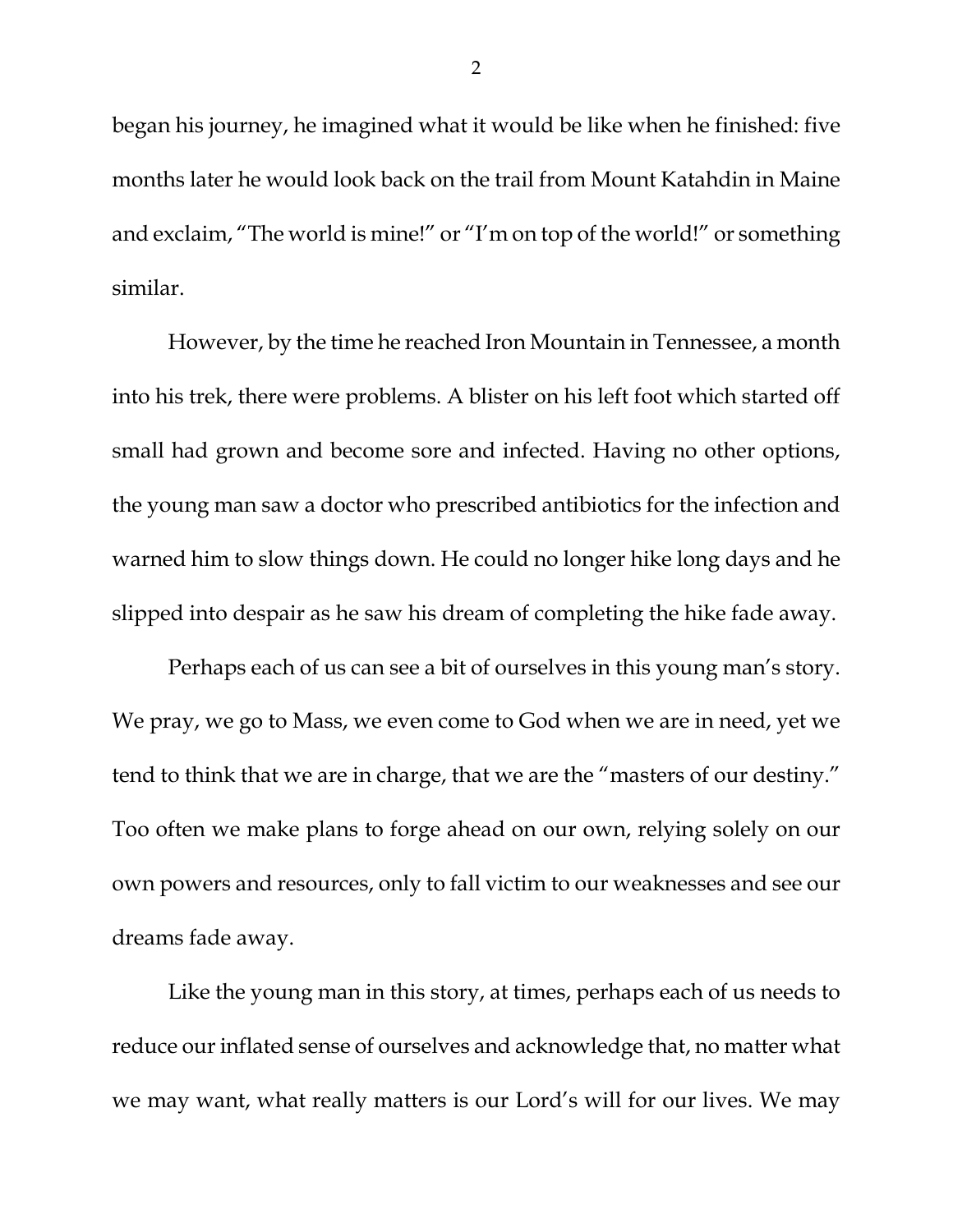began his journey, he imagined what it would be like when he finished: five months later he would look back on the trail from Mount Katahdin in Maine and exclaim, “The world is mine!” or “I’m on top of the world!” or something similar.

However, by the time he reached Iron Mountain in Tennessee, a month into his trek, there were problems. A blister on his left foot which started off small had grown and become sore and infected. Having no other options, the young man saw a doctor who prescribed antibiotics for the infection and warned him to slow things down. He could no longer hike long days and he slipped into despair as he saw his dream of completing the hike fade away.

Perhaps each of us can see a bit of ourselves in this young man’s story. We pray, we go to Mass, we even come to God when we are in need, yet we tend to think that we are in charge, that we are the “masters of our destiny.” Too often we make plans to forge ahead on our own, relying solely on our own powers and resources, only to fall victim to our weaknesses and see our dreams fade away.

Like the young man in this story, at times, perhaps each of us needs to reduce our inflated sense of ourselves and acknowledge that, no matter what we may want, what really matters is our Lord’s will for our lives. We may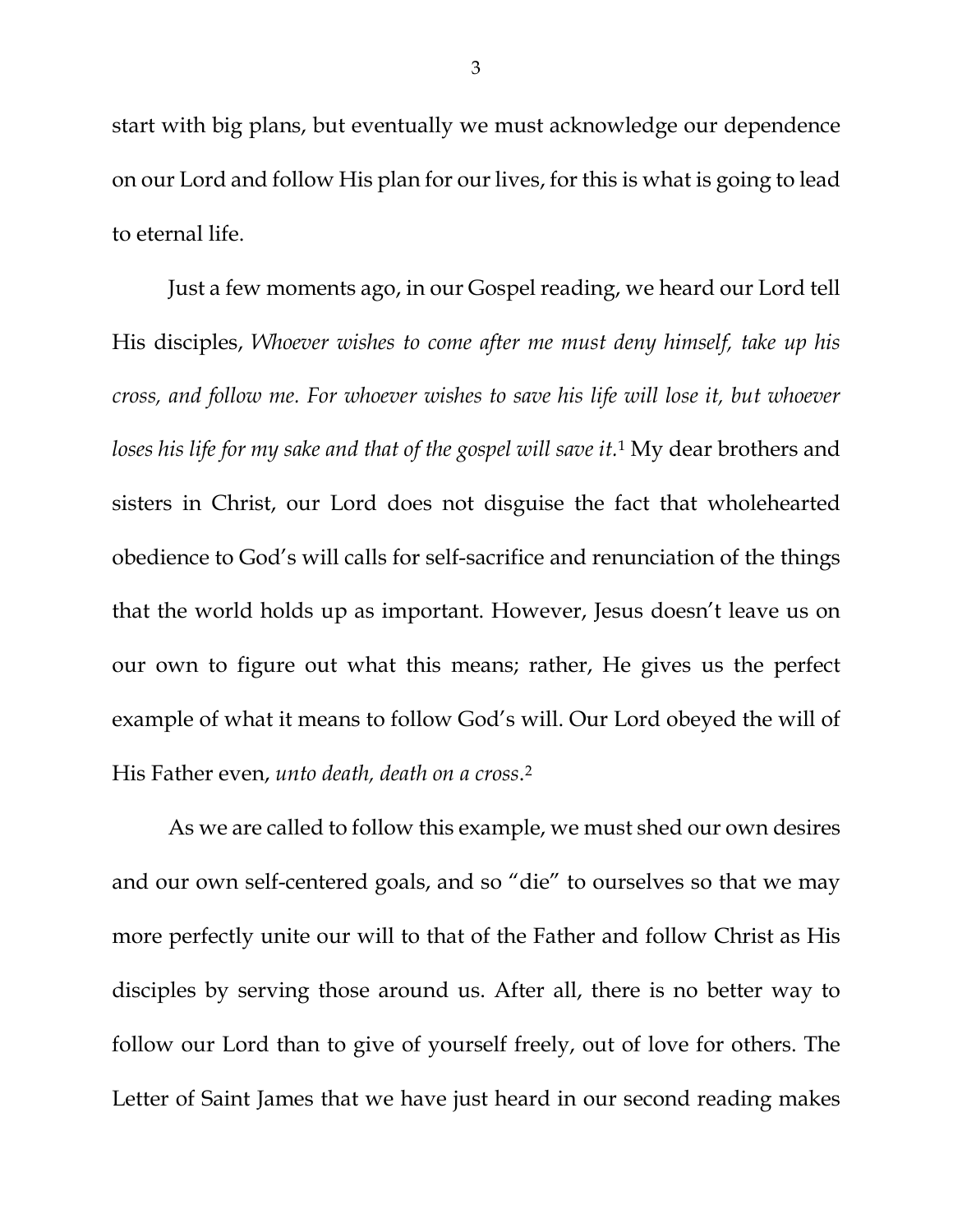start with big plans, but eventually we must acknowledge our dependence on our Lord and follow His plan for our lives, for this is what is going to lead to eternal life.

Just a few moments ago, in our Gospel reading, we heard our Lord tell His disciples, *Whoever wishes to come after me must deny himself, take up his cross, and follow me. For whoever wishes to save his life will lose it, but whoever loses his life for my sake and that of the gospel will save it.*[1] My dear brothers and sisters in Christ, our Lord does not disguise the fact that wholehearted obedience to God's will calls for self-sacrifice and renunciation of the things that the world holds up as important. However, Jesus doesn't leave us on our own to figure out what this means; rather, He gives us the perfect example of what it means to follow God's will. Our Lord obeyed the will of His Father even, *unto death, death on a cross*.[2]

As we are called to follow this example, we must shed our own desires and our own self-centered goals, and so "die" to ourselves so that we may more perfectly unite our will to that of the Father and follow Christ as His disciples by serving those around us. After all, there is no better way to follow our Lord than to give of yourself freely, out of love for others. The Letter of Saint James that we have just heard in our second reading makes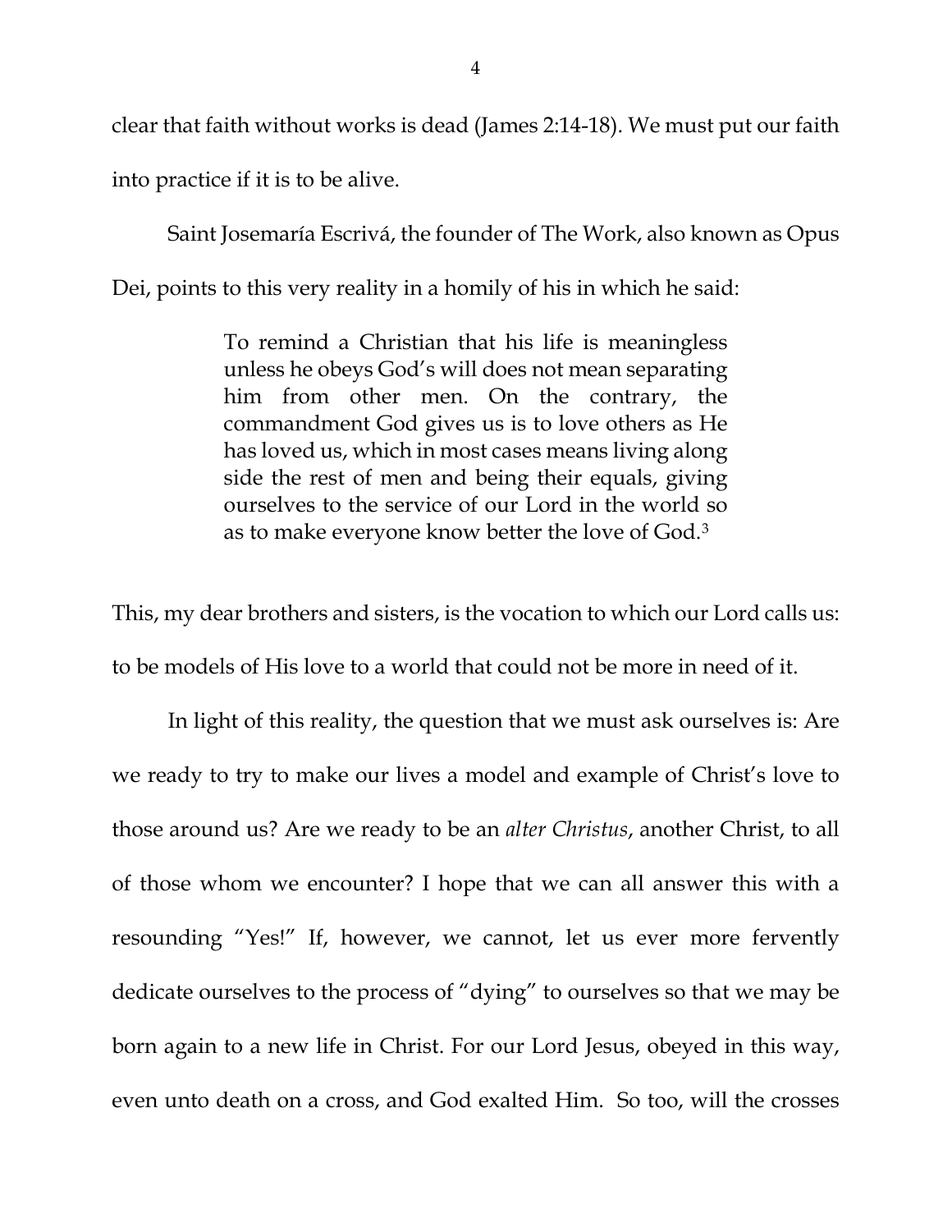clear that faith without works is dead (James 2:14-18). We must put our faith into practice if it is to be alive.

Saint Josemaría Escrivá, the founder of The Work, also known as Opus Dei, points to this very reality in a homily of his in which he said:

> To remind a Christian that his life is meaningless unless he obeys God's will does not mean separating him from other men. On the contrary, the commandment God gives us is to love others as He has loved us, which in most cases means living along side the rest of men and being their equals, giving ourselves to the service of our Lord in the world so as to make everyone know better the love of God.[3]

This, my dear brothers and sisters, is the vocation to which our Lord calls us: to be models of His love to a world that could not be more in need of it.

In light of this reality, the question that we must ask ourselves is: Are we ready to try to make our lives a model and example of Christ's love to those around us? Are we ready to be an *alter Christus*, another Christ, to all of those whom we encounter? I hope that we can all answer this with a resounding "Yes!" If, however, we cannot, let us ever more fervently dedicate ourselves to the process of "dying" to ourselves so that we may be born again to a new life in Christ. For our Lord Jesus, obeyed in this way, even unto death on a cross, and God exalted Him. So too, will the crosses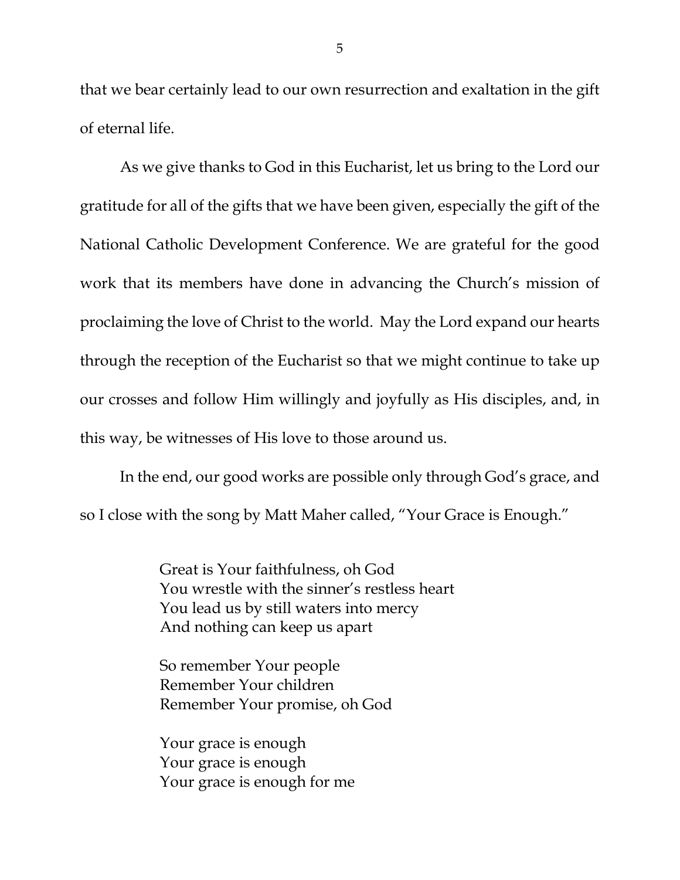that we bear certainly lead to our own resurrection and exaltation in the gift of eternal life.

As we give thanks to God in this Eucharist, let us bring to the Lord our gratitude for all of the gifts that we have been given, especially the gift of the National Catholic Development Conference. We are grateful for the good work that its members have done in advancing the Church's mission of proclaiming the love of Christ to the world. May the Lord expand our hearts through the reception of the Eucharist so that we might continue to take up our crosses and follow Him willingly and joyfully as His disciples, and, in this way, be witnesses of His love to those around us.

In the end, our good works are possible only through God's grace, and so I close with the song by Matt Maher called, "Your Grace is Enough."

> Great is Your faithfulness, oh God
> You wrestle with the sinner's restless heart
> You lead us by still waters into mercy
> And nothing can keep us apart
>
> So remember Your people
> Remember Your children
> Remember Your promise, oh God
>
> Your grace is enough
> Your grace is enough
> Your grace is enough for me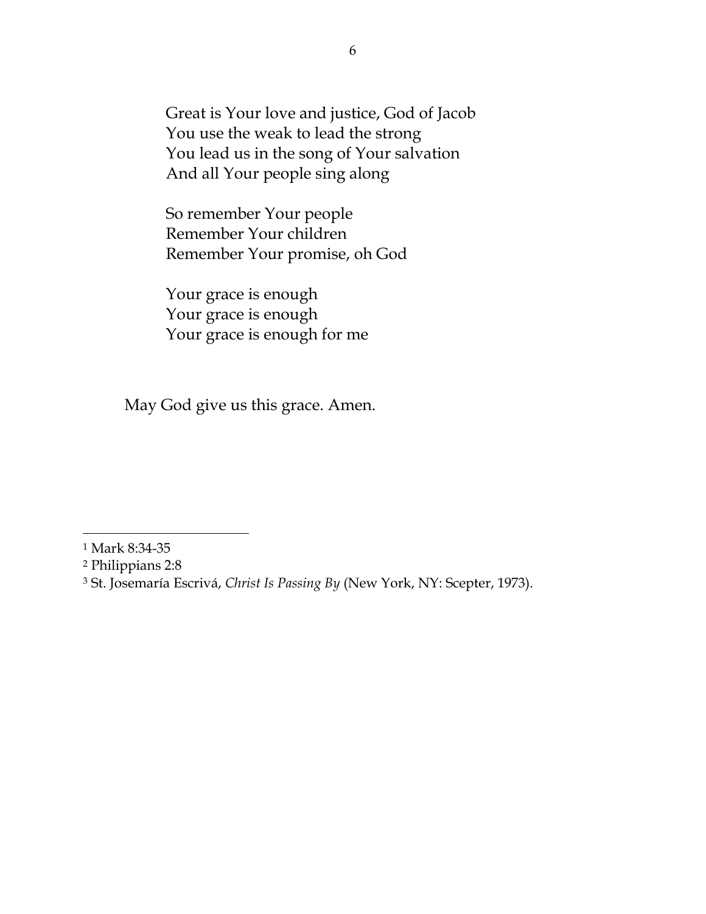Great is Your love and justice, God of Jacob  
You use the weak to lead the strong  
You lead us in the song of Your salvation  
And all Your people sing along

So remember Your people  
Remember Your children  
Remember Your promise, oh God

Your grace is enough  
Your grace is enough  
Your grace is enough for me

May God give us this grace. Amen.

---

[1] Mark 8:34-35

[2] Philippians 2:8

[3] St. Josemaría Escrivá, *Christ Is Passing By* (New York, NY: Scepter, 1973).